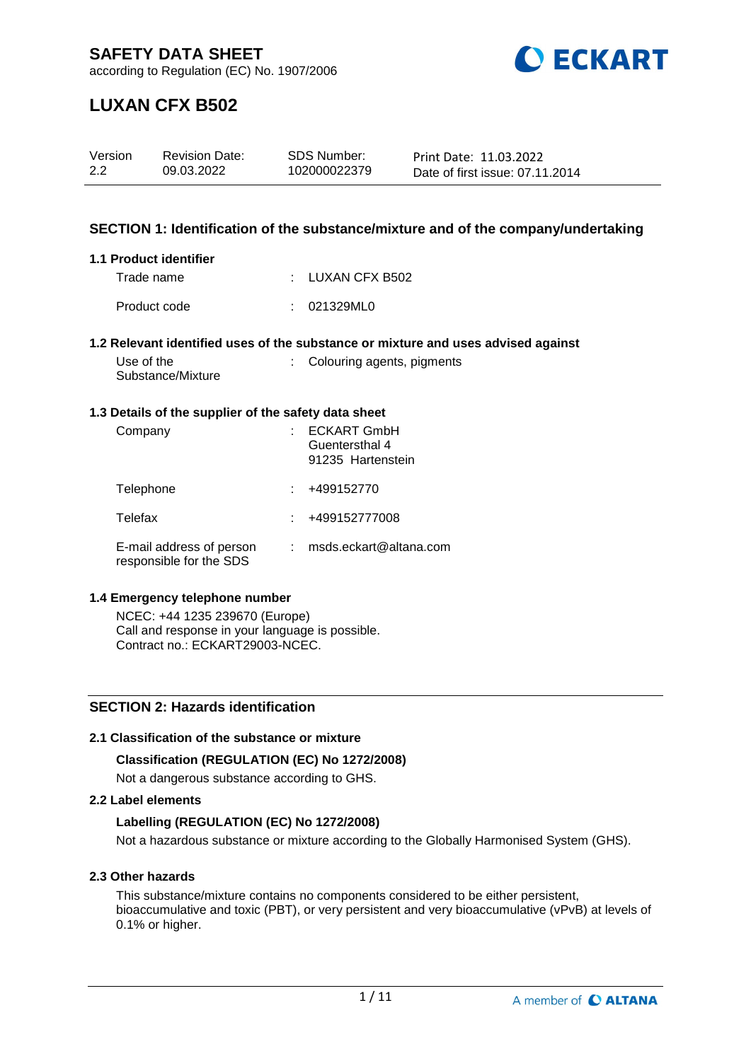# SAFETY DATA SHEET

according to Regulation (EC) No. 1907/2006

# LUXAN CFX B502

| Version | Revision Date: | SDS Number: | Print Date: 11.03.2022 |
|---|---|---|---|
| 2.2 | 09.03.2022 | 102000022379 | Date of first issue: 07.11.2014 |

## SECTION 1: Identification of the substance/mixture and of the company/undertaking

### 1.1 Product identifier

| | | |
|---|---|---|
| Trade name | : | LUXAN CFX B502 |
| Product code | : | 021329ML0 |

### 1.2 Relevant identified uses of the substance or mixture and uses advised against

| | | |
|---|---|---|
| Use of the Substance/Mixture | : | Colouring agents, pigments |

### 1.3 Details of the supplier of the safety data sheet

| | | |
|---|---|---|
| Company | : | ECKART GmbH<br>Guentersthal 4<br>91235 Hartenstein |
| Telephone | : | +499152770 |
| Telefax | : | +499152777008 |
| E-mail address of person responsible for the SDS | : | msds.eckart@altana.com |

### 1.4 Emergency telephone number

NCEC: +44 1235 239670 (Europe)
Call and response in your language is possible.
Contract no.: ECKART29003-NCEC.

## SECTION 2: Hazards identification

### 2.1 Classification of the substance or mixture

**Classification (REGULATION (EC) No 1272/2008)**

Not a dangerous substance according to GHS.

### 2.2 Label elements

**Labelling (REGULATION (EC) No 1272/2008)**

Not a hazardous substance or mixture according to the Globally Harmonised System (GHS).

### 2.3 Other hazards

This substance/mixture contains no components considered to be either persistent, bioaccumulative and toxic (PBT), or very persistent and very bioaccumulative (vPvB) at levels of 0.1% or higher.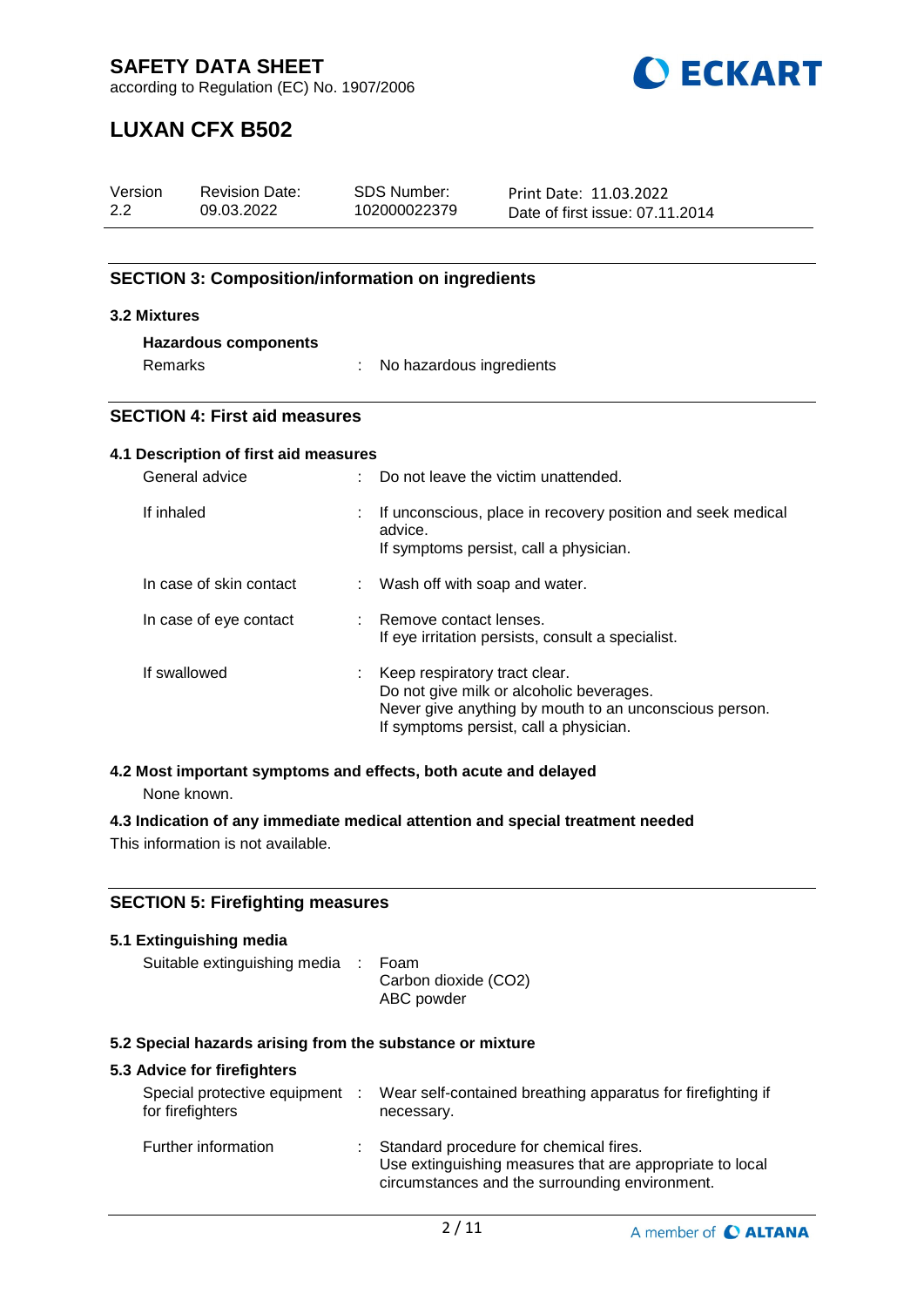## SECTION 3: Composition/information on ingredients

### 3.2 Mixtures

**Hazardous components**

| | | |
|---|---|---|
| Remarks | : | No hazardous ingredients |

## SECTION 4: First aid measures

### 4.1 Description of first aid measures

| | | |
|---|---|---|
| General advice | : | Do not leave the victim unattended. |
| If inhaled | : | If unconscious, place in recovery position and seek medical advice.<br>If symptoms persist, call a physician. |
| In case of skin contact | : | Wash off with soap and water. |
| In case of eye contact | : | Remove contact lenses.<br>If eye irritation persists, consult a specialist. |
| If swallowed | : | Keep respiratory tract clear.<br>Do not give milk or alcoholic beverages.<br>Never give anything by mouth to an unconscious person.<br>If symptoms persist, call a physician. |

### 4.2 Most important symptoms and effects, both acute and delayed

None known.

### 4.3 Indication of any immediate medical attention and special treatment needed

This information is not available.

## SECTION 5: Firefighting measures

### 5.1 Extinguishing media

| | | |
|---|---|---|
| Suitable extinguishing media | : | Foam<br>Carbon dioxide ($CO_2$)<br>ABC powder |

### 5.2 Special hazards arising from the substance or mixture

### 5.3 Advice for firefighters

| | | |
|---|---|---|
| Special protective equipment for firefighters | : | Wear self-contained breathing apparatus for firefighting if necessary. |
| Further information | : | Standard procedure for chemical fires.<br>Use extinguishing measures that are appropriate to local circumstances and the surrounding environment. |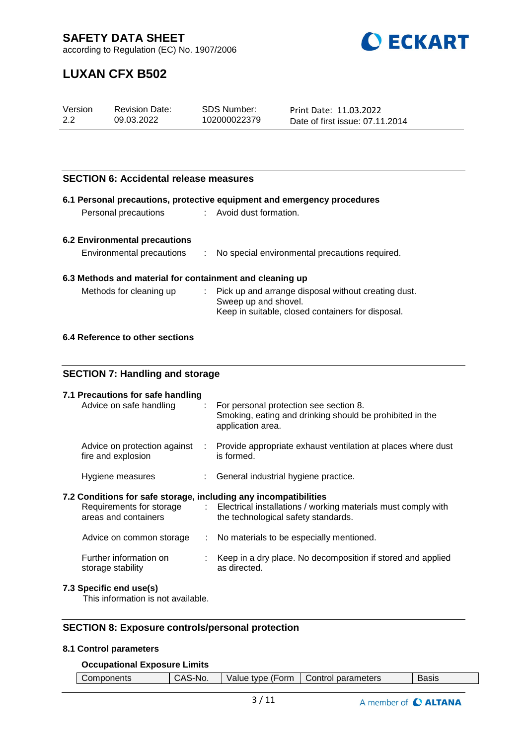## SECTION 6: Accidental release measures

### 6.1 Personal precautions, protective equipment and emergency procedures

Personal precautions : Avoid dust formation.

### 6.2 Environmental precautions

Environmental precautions : No special environmental precautions required.

### 6.3 Methods and material for containment and cleaning up

Methods for cleaning up : Pick up and arrange disposal without creating dust.
Sweep up and shovel.
Keep in suitable, closed containers for disposal.

### 6.4 Reference to other sections

## SECTION 7: Handling and storage

### 7.1 Precautions for safe handling

Advice on safe handling : For personal protection see section 8.
Smoking, eating and drinking should be prohibited in the application area.

Advice on protection against fire and explosion : Provide appropriate exhaust ventilation at places where dust is formed.

Hygiene measures : General industrial hygiene practice.

### 7.2 Conditions for safe storage, including any incompatibilities

Requirements for storage areas and containers : Electrical installations / working materials must comply with the technological safety standards.

Advice on common storage : No materials to be especially mentioned.

Further information on storage stability : Keep in a dry place. No decomposition if stored and applied as directed.

### 7.3 Specific end use(s)

This information is not available.

## SECTION 8: Exposure controls/personal protection

### 8.1 Control parameters

**Occupational Exposure Limits**

| Components | CAS-No. | Value type (Form | Control parameters | Basis |
|---|---|---|---|---|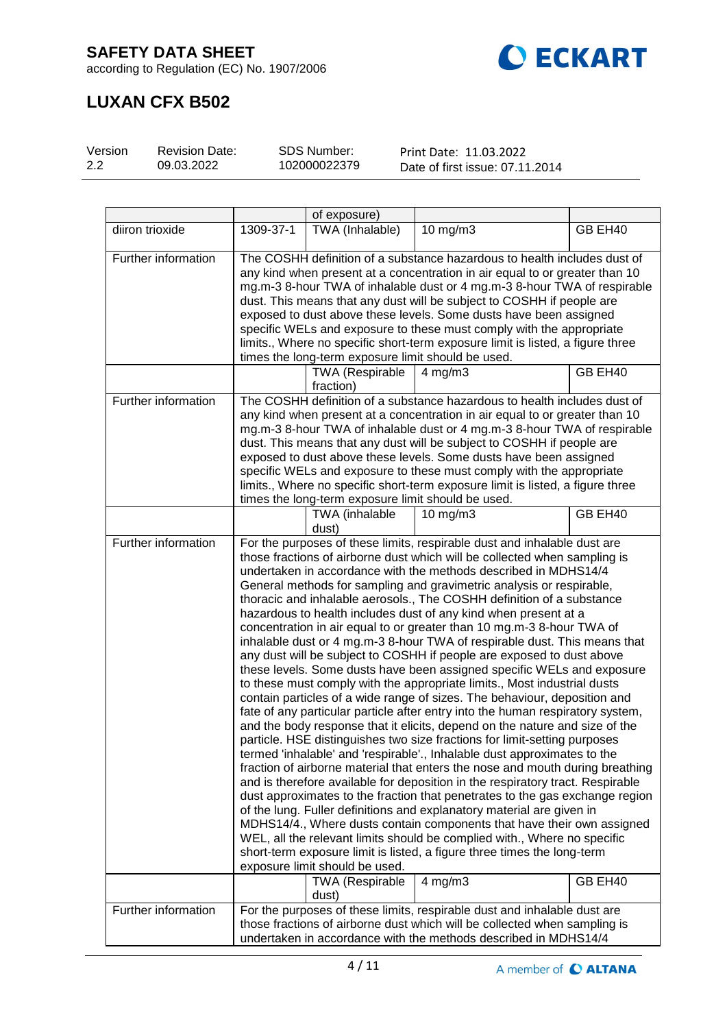# SAFETY DATA SHEET

according to Regulation (EC) No. 1907/2006

# LUXAN CFX B502

| Version | Revision Date: | SDS Number: | Print Date: 11.03.2022 |
|---|---|---|---|
| 2.2 | 09.03.2022 | 102000022379 | Date of first issue: 07.11.2014 |

| | | of exposure) | | |
|---|---|---|---|---|
| diiron trioxide | 1309-37-1 | TWA (Inhalable) | 10 mg/m3 | GB EH40 |
| Further information | The COSHH definition of a substance hazardous to health includes dust of any kind when present at a concentration in air equal to or greater than 10 mg.m-3 8-hour TWA of inhalable dust or 4 mg.m-3 8-hour TWA of respirable dust. This means that any dust will be subject to COSHH if people are exposed to dust above these levels. Some dusts have been assigned specific WELs and exposure to these must comply with the appropriate limits., Where no specific short-term exposure limit is listed, a figure three times the long-term exposure limit should be used. | | | |
| | | TWA (Respirable fraction) | 4 mg/m3 | GB EH40 |
| Further information | The COSHH definition of a substance hazardous to health includes dust of any kind when present at a concentration in air equal to or greater than 10 mg.m-3 8-hour TWA of inhalable dust or 4 mg.m-3 8-hour TWA of respirable dust. This means that any dust will be subject to COSHH if people are exposed to dust above these levels. Some dusts have been assigned specific WELs and exposure to these must comply with the appropriate limits., Where no specific short-term exposure limit is listed, a figure three times the long-term exposure limit should be used. | | | |
| | | TWA (inhalable dust) | 10 mg/m3 | GB EH40 |
| Further information | For the purposes of these limits, respirable dust and inhalable dust are those fractions of airborne dust which will be collected when sampling is undertaken in accordance with the methods described in MDHS14/4 General methods for sampling and gravimetric analysis or respirable, thoracic and inhalable aerosols., The COSHH definition of a substance hazardous to health includes dust of any kind when present at a concentration in air equal to or greater than 10 mg.m-3 8-hour TWA of inhalable dust or 4 mg.m-3 8-hour TWA of respirable dust. This means that any dust will be subject to COSHH if people are exposed to dust above these levels. Some dusts have been assigned specific WELs and exposure to these must comply with the appropriate limits., Most industrial dusts contain particles of a wide range of sizes. The behaviour, deposition and fate of any particular particle after entry into the human respiratory system, and the body response that it elicits, depend on the nature and size of the particle. HSE distinguishes two size fractions for limit-setting purposes termed 'inhalable' and 'respirable'., Inhalable dust approximates to the fraction of airborne material that enters the nose and mouth during breathing and is therefore available for deposition in the respiratory tract. Respirable dust approximates to the fraction that penetrates to the gas exchange region of the lung. Fuller definitions and explanatory material are given in MDHS14/4., Where dusts contain components that have their own assigned WEL, all the relevant limits should be complied with., Where no specific short-term exposure limit is listed, a figure three times the long-term exposure limit should be used. | | | |
| | | TWA (Respirable dust) | 4 mg/m3 | GB EH40 |
| Further information | For the purposes of these limits, respirable dust and inhalable dust are those fractions of airborne dust which will be collected when sampling is undertaken in accordance with the methods described in MDHS14/4 | | | |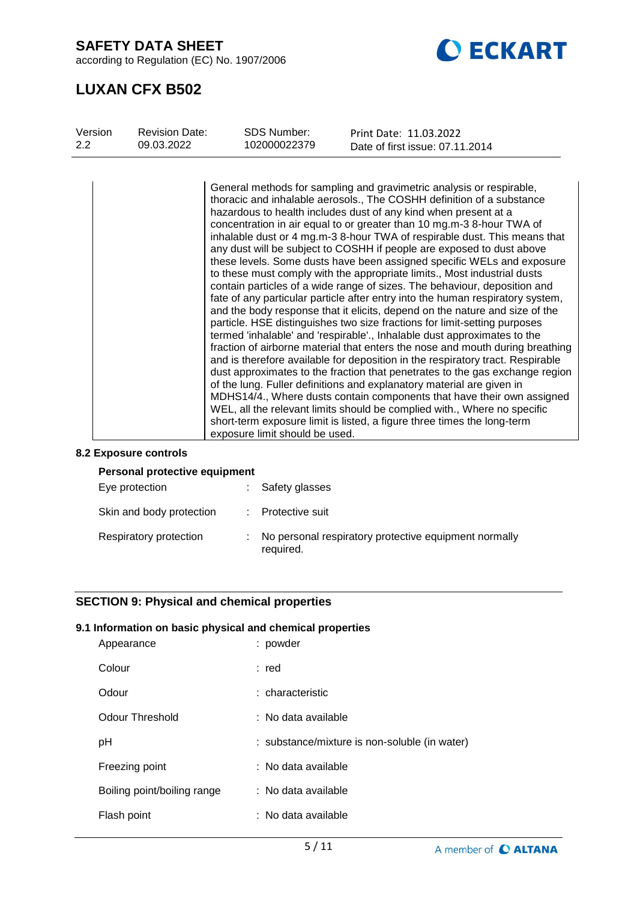| | General methods for sampling and gravimetric analysis or respirable, thoracic and inhalable aerosols., The COSHH definition of a substance hazardous to health includes dust of any kind when present at a concentration in air equal to or greater than 10 mg.m-3 8-hour TWA of inhalable dust or 4 mg.m-3 8-hour TWA of respirable dust. This means that any dust will be subject to COSHH if people are exposed to dust above these levels. Some dusts have been assigned specific WELs and exposure to these must comply with the appropriate limits., Most industrial dusts contain particles of a wide range of sizes. The behaviour, deposition and fate of any particular particle after entry into the human respiratory system, and the body response that it elicits, depend on the nature and size of the particle. HSE distinguishes two size fractions for limit-setting purposes termed 'inhalable' and 'respirable'., Inhalable dust approximates to the fraction of airborne material that enters the nose and mouth during breathing and is therefore available for deposition in the respiratory tract. Respirable dust approximates to the fraction that penetrates to the gas exchange region of the lung. Fuller definitions and explanatory material are given in MDHS14/4., Where dusts contain components that have their own assigned WEL, all the relevant limits should be complied with., Where no specific short-term exposure limit is listed, a figure three times the long-term exposure limit should be used. |
|---|---|

### 8.2 Exposure controls

**Personal protective equipment**

| | | |
|---|---|---|
| Eye protection | : | Safety glasses |
| Skin and body protection | : | Protective suit |
| Respiratory protection | : | No personal respiratory protective equipment normally required. |

## SECTION 9: Physical and chemical properties

### 9.1 Information on basic physical and chemical properties

| | |
|---|---|
| Appearance | : powder |
| Colour | : red |
| Odour | : characteristic |
| Odour Threshold | : No data available |
| pH | : substance/mixture is non-soluble (in water) |
| Freezing point | : No data available |
| Boiling point/boiling range | : No data available |
| Flash point | : No data available |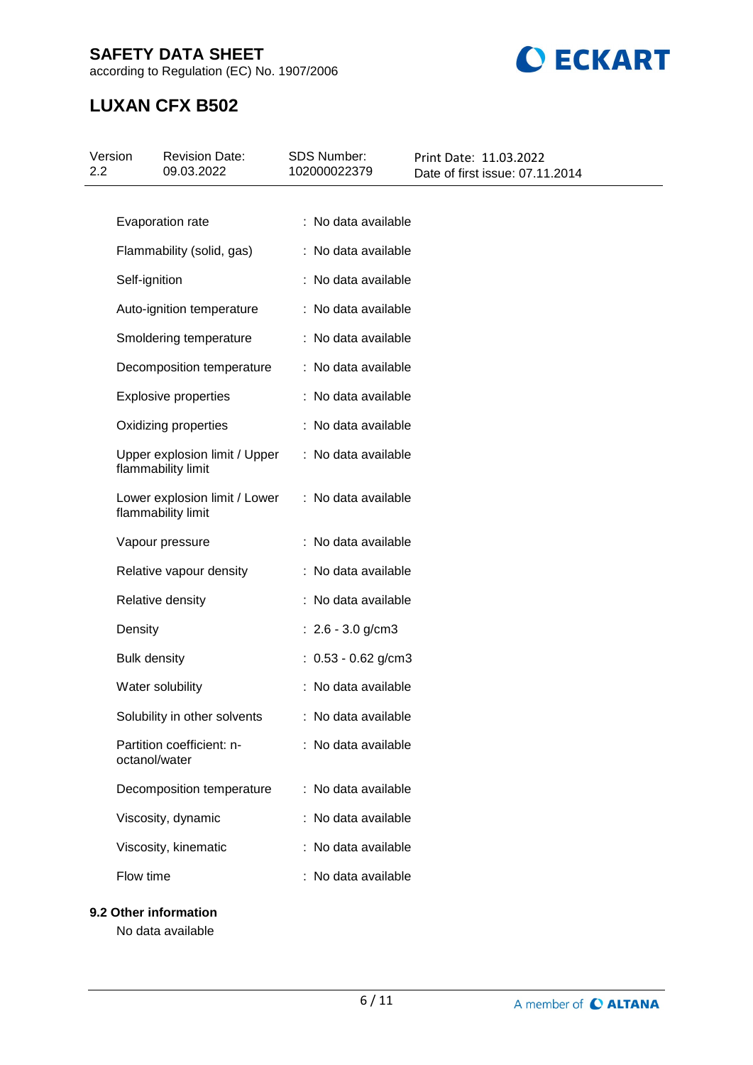| Property | Value |
|---|---|
| Evaporation rate | : No data available |
| Flammability (solid, gas) | : No data available |
| Self-ignition | : No data available |
| Auto-ignition temperature | : No data available |
| Smoldering temperature | : No data available |
| Decomposition temperature | : No data available |
| Explosive properties | : No data available |
| Oxidizing properties | : No data available |
| Upper explosion limit / Upper flammability limit | : No data available |
| Lower explosion limit / Lower flammability limit | : No data available |
| Vapour pressure | : No data available |
| Relative vapour density | : No data available |
| Relative density | : No data available |
| Density | : 2.6 - 3.0 g/cm3 |
| Bulk density | : 0.53 - 0.62 g/cm3 |
| Water solubility | : No data available |
| Solubility in other solvents | : No data available |
| Partition coefficient: n-octanol/water | : No data available |
| Decomposition temperature | : No data available |
| Viscosity, dynamic | : No data available |
| Viscosity, kinematic | : No data available |
| Flow time | : No data available |

**9.2 Other information**

No data available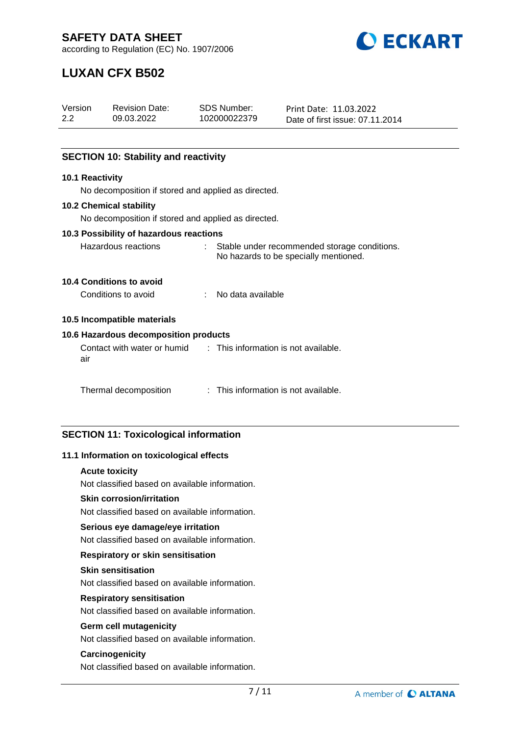## SECTION 10: Stability and reactivity

### 10.1 Reactivity

No decomposition if stored and applied as directed.

### 10.2 Chemical stability

No decomposition if stored and applied as directed.

### 10.3 Possibility of hazardous reactions

Hazardous reactions : Stable under recommended storage conditions. No hazards to be specially mentioned.

### 10.4 Conditions to avoid

Conditions to avoid : No data available

### 10.5 Incompatible materials

### 10.6 Hazardous decomposition products

Contact with water or humid air : This information is not available.

Thermal decomposition : This information is not available.

## SECTION 11: Toxicological information

### 11.1 Information on toxicological effects

**Acute toxicity**

Not classified based on available information.

**Skin corrosion/irritation**

Not classified based on available information.

**Serious eye damage/eye irritation**

Not classified based on available information.

**Respiratory or skin sensitisation**

**Skin sensitisation**

Not classified based on available information.

**Respiratory sensitisation**

Not classified based on available information.

**Germ cell mutagenicity**

Not classified based on available information.

**Carcinogenicity**

Not classified based on available information.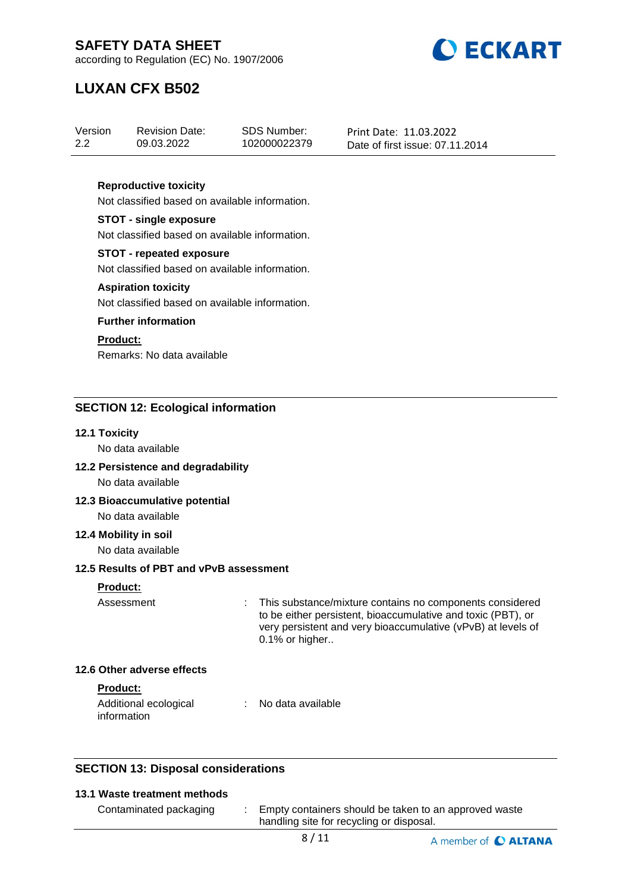**Reproductive toxicity**

Not classified based on available information.

**STOT - single exposure**

Not classified based on available information.

**STOT - repeated exposure**

Not classified based on available information.

**Aspiration toxicity**

Not classified based on available information.

**Further information**

**Product:**

Remarks: No data available

## SECTION 12: Ecological information

### 12.1 Toxicity

No data available

### 12.2 Persistence and degradability

No data available

### 12.3 Bioaccumulative potential

No data available

### 12.4 Mobility in soil

No data available

### 12.5 Results of PBT and vPvB assessment

**Product:**

Assessment : This substance/mixture contains no components considered to be either persistent, bioaccumulative and toxic (PBT), or very persistent and very bioaccumulative (vPvB) at levels of 0.1% or higher..

### 12.6 Other adverse effects

**Product:**

Additional ecological information : No data available

## SECTION 13: Disposal considerations

### 13.1 Waste treatment methods

Contaminated packaging : Empty containers should be taken to an approved waste handling site for recycling or disposal.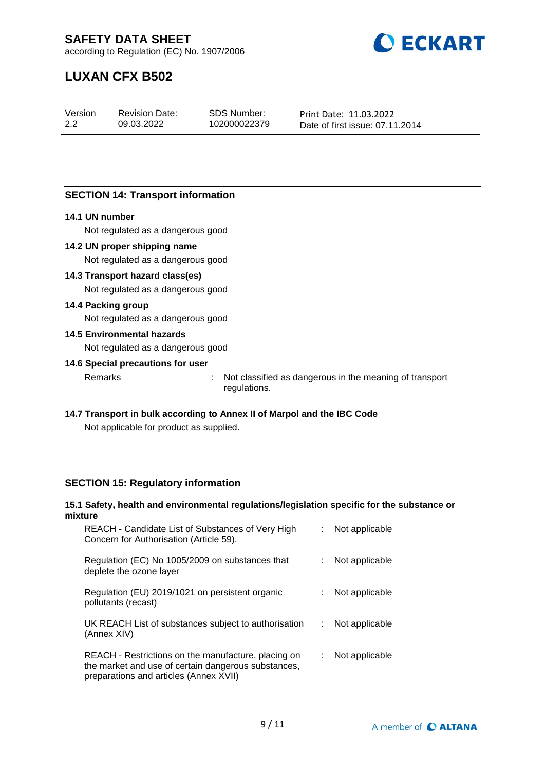## SECTION 14: Transport information

### 14.1 UN number

Not regulated as a dangerous good

### 14.2 UN proper shipping name

Not regulated as a dangerous good

### 14.3 Transport hazard class(es)

Not regulated as a dangerous good

### 14.4 Packing group

Not regulated as a dangerous good

### 14.5 Environmental hazards

Not regulated as a dangerous good

### 14.6 Special precautions for user

| | | |
|---|---|---|
| Remarks | : | Not classified as dangerous in the meaning of transport regulations. |

### 14.7 Transport in bulk according to Annex II of Marpol and the IBC Code

Not applicable for product as supplied.

## SECTION 15: Regulatory information

### 15.1 Safety, health and environmental regulations/legislation specific for the substance or mixture

| | | |
|---|---|---|
| REACH - Candidate List of Substances of Very High Concern for Authorisation (Article 59). | : | Not applicable |
| Regulation (EC) No 1005/2009 on substances that deplete the ozone layer | : | Not applicable |
| Regulation (EU) 2019/1021 on persistent organic pollutants (recast) | : | Not applicable |
| UK REACH List of substances subject to authorisation (Annex XIV) | : | Not applicable |
| REACH - Restrictions on the manufacture, placing on the market and use of certain dangerous substances, preparations and articles (Annex XVII) | : | Not applicable |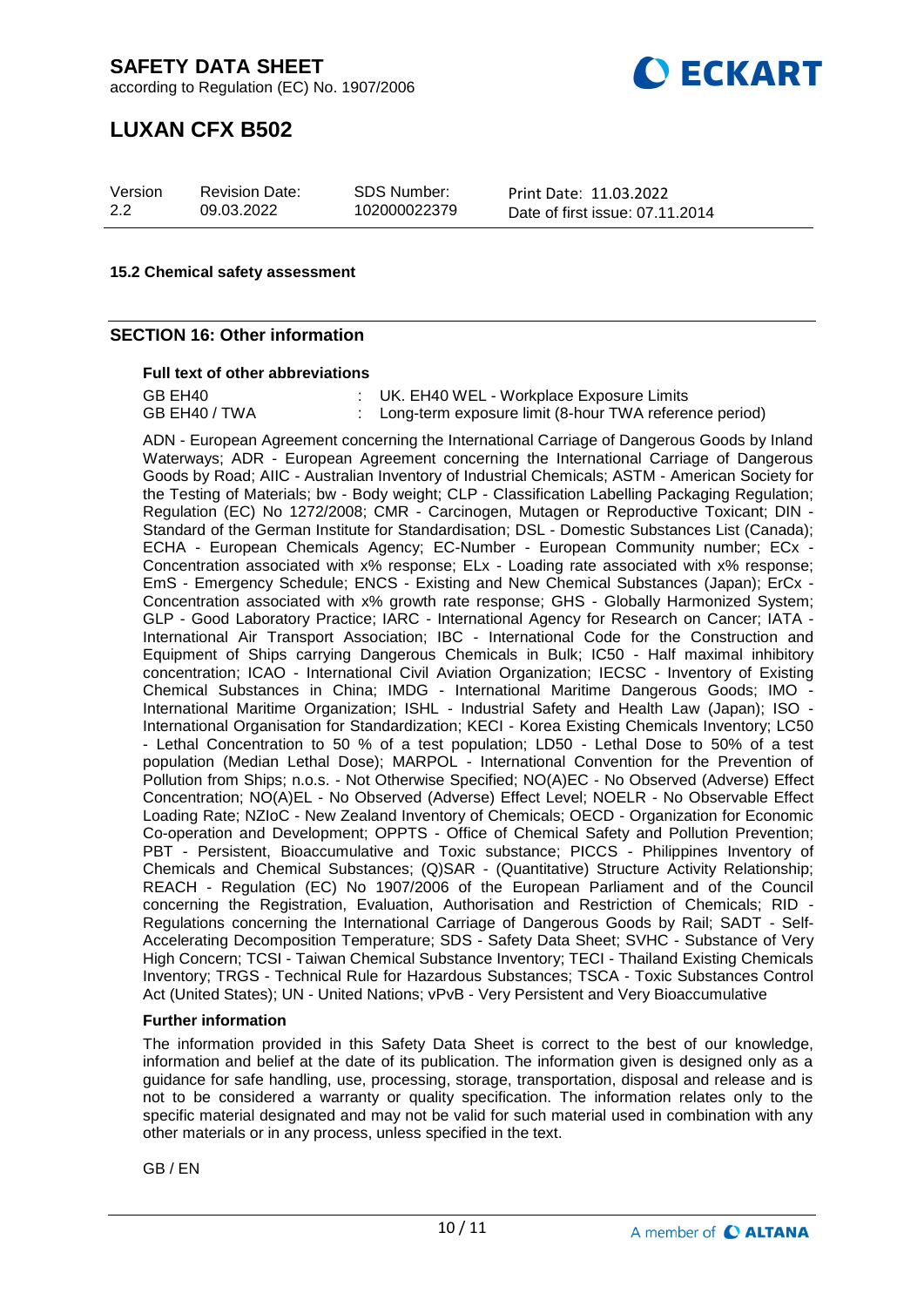#### 15.2 Chemical safety assessment

## SECTION 16: Other information

**Full text of other abbreviations**

| | | |
|---|---|---|
| GB EH40 | : | UK. EH40 WEL - Workplace Exposure Limits |
| GB EH40 / TWA | : | Long-term exposure limit (8-hour TWA reference period) |

ADN - European Agreement concerning the International Carriage of Dangerous Goods by Inland Waterways; ADR - European Agreement concerning the International Carriage of Dangerous Goods by Road; AIIC - Australian Inventory of Industrial Chemicals; ASTM - American Society for the Testing of Materials; bw - Body weight; CLP - Classification Labelling Packaging Regulation; Regulation (EC) No 1272/2008; CMR - Carcinogen, Mutagen or Reproductive Toxicant; DIN - Standard of the German Institute for Standardisation; DSL - Domestic Substances List (Canada); ECHA - European Chemicals Agency; EC-Number - European Community number; ECx - Concentration associated with x% response; ELx - Loading rate associated with x% response; EmS - Emergency Schedule; ENCS - Existing and New Chemical Substances (Japan); ErCx - Concentration associated with x% growth rate response; GHS - Globally Harmonized System; GLP - Good Laboratory Practice; IARC - International Agency for Research on Cancer; IATA - International Air Transport Association; IBC - International Code for the Construction and Equipment of Ships carrying Dangerous Chemicals in Bulk; IC50 - Half maximal inhibitory concentration; ICAO - International Civil Aviation Organization; IECSC - Inventory of Existing Chemical Substances in China; IMDG - International Maritime Dangerous Goods; IMO - International Maritime Organization; ISHL - Industrial Safety and Health Law (Japan); ISO - International Organisation for Standardization; KECI - Korea Existing Chemicals Inventory; LC50 - Lethal Concentration to 50 % of a test population; LD50 - Lethal Dose to 50% of a test population (Median Lethal Dose); MARPOL - International Convention for the Prevention of Pollution from Ships; n.o.s. - Not Otherwise Specified; NO(A)EC - No Observed (Adverse) Effect Concentration; NO(A)EL - No Observed (Adverse) Effect Level; NOELR - No Observable Effect Loading Rate; NZIoC - New Zealand Inventory of Chemicals; OECD - Organization for Economic Co-operation and Development; OPPTS - Office of Chemical Safety and Pollution Prevention; PBT - Persistent, Bioaccumulative and Toxic substance; PICCS - Philippines Inventory of Chemicals and Chemical Substances; (Q)SAR - (Quantitative) Structure Activity Relationship; REACH - Regulation (EC) No 1907/2006 of the European Parliament and of the Council concerning the Registration, Evaluation, Authorisation and Restriction of Chemicals; RID - Regulations concerning the International Carriage of Dangerous Goods by Rail; SADT - Self-Accelerating Decomposition Temperature; SDS - Safety Data Sheet; SVHC - Substance of Very High Concern; TCSI - Taiwan Chemical Substance Inventory; TECI - Thailand Existing Chemicals Inventory; TRGS - Technical Rule for Hazardous Substances; TSCA - Toxic Substances Control Act (United States); UN - United Nations; vPvB - Very Persistent and Very Bioaccumulative

**Further information**

The information provided in this Safety Data Sheet is correct to the best of our knowledge, information and belief at the date of its publication. The information given is designed only as a guidance for safe handling, use, processing, storage, transportation, disposal and release and is not to be considered a warranty or quality specification. The information relates only to the specific material designated and may not be valid for such material used in combination with any other materials or in any process, unless specified in the text.

GB / EN